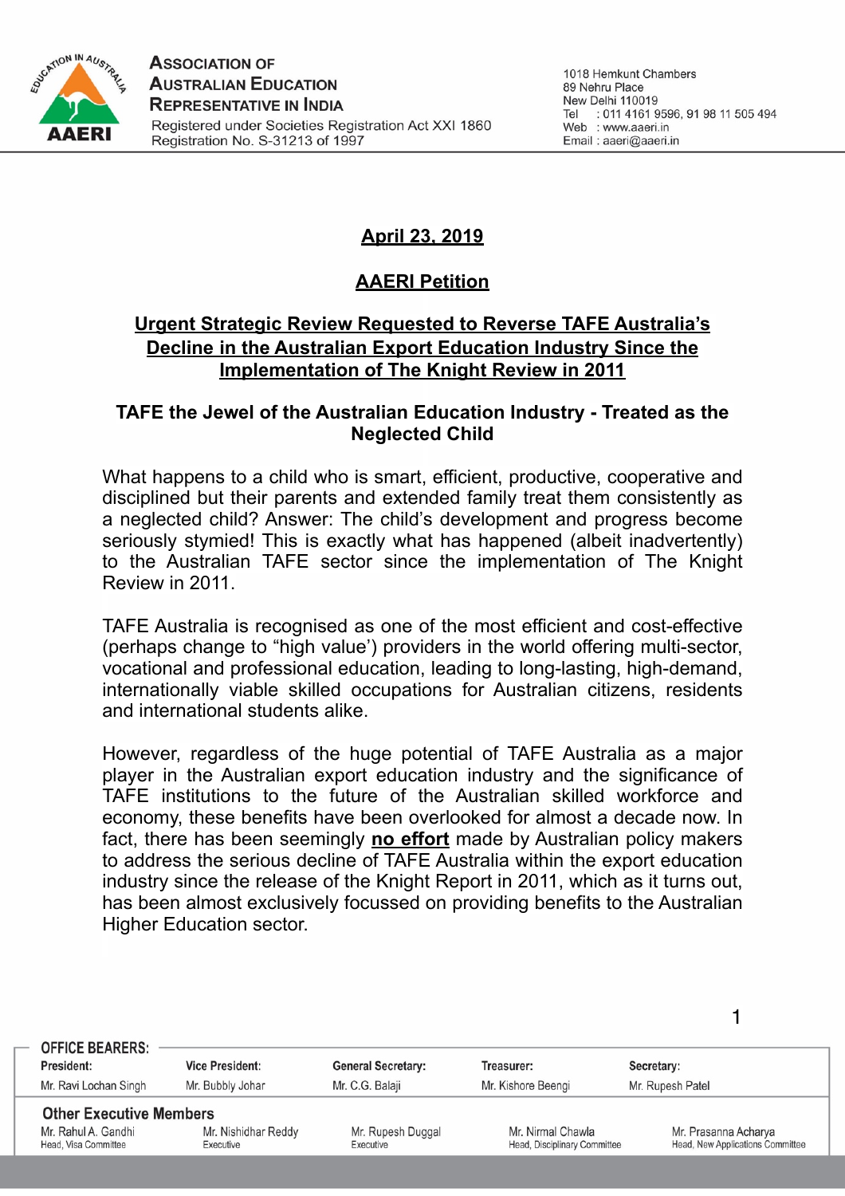**Association of Australian Education Representative in India**
Registered under Societies Registration Act XXI 1860
Registration No. S-31213 of 1997

1018 Hemkunt Chambers
89 Nehru Place
New Delhi 110019
Tel : 011 4161 9596, 91 98 11 505 494
Web : www.aaeri.in
Email : aaeri@aaeri.in

**April 23, 2019**

# AAERI Petition

## Urgent Strategic Review Requested to Reverse TAFE Australia's Decline in the Australian Export Education Industry Since the Implementation of The Knight Review in 2011

### TAFE the Jewel of the Australian Education Industry - Treated as the Neglected Child

What happens to a child who is smart, efficient, productive, cooperative and disciplined but their parents and extended family treat them consistently as a neglected child? Answer: The child's development and progress become seriously stymied! This is exactly what has happened (albeit inadvertently) to the Australian TAFE sector since the implementation of The Knight Review in 2011.

TAFE Australia is recognised as one of the most efficient and cost-effective (perhaps change to "high value') providers in the world offering multi-sector, vocational and professional education, leading to long-lasting, high-demand, internationally viable skilled occupations for Australian citizens, residents and international students alike.

However, regardless of the huge potential of TAFE Australia as a major player in the Australian export education industry and the significance of TAFE institutions to the future of the Australian skilled workforce and economy, these benefits have been overlooked for almost a decade now. In fact, there has been seemingly **no effort** made by Australian policy makers to address the serious decline of TAFE Australia within the export education industry since the release of the Knight Report in 2011, which as it turns out, has been almost exclusively focussed on providing benefits to the Australian Higher Education sector.

**OFFICE BEARERS:**

| President: | Vice President: | General Secretary: | Treasurer: | Secretary: |
|---|---|---|---|---|
| Mr. Ravi Lochan Singh | Mr. Bubbly Johar | Mr. C.G. Balaji | Mr. Kishore Beengi | Mr. Rupesh Patel |

**Other Executive Members**

| Mr. Rahul A. Gandhi | Mr. Nishidhar Reddy | Mr. Rupesh Duggal | Mr. Nirmal Chawla | Mr. Prasanna Acharya |
|---|---|---|---|---|
| Head, Visa Committee | Executive | Executive | Head, Disciplinary Committee | Head, New Applications Committee |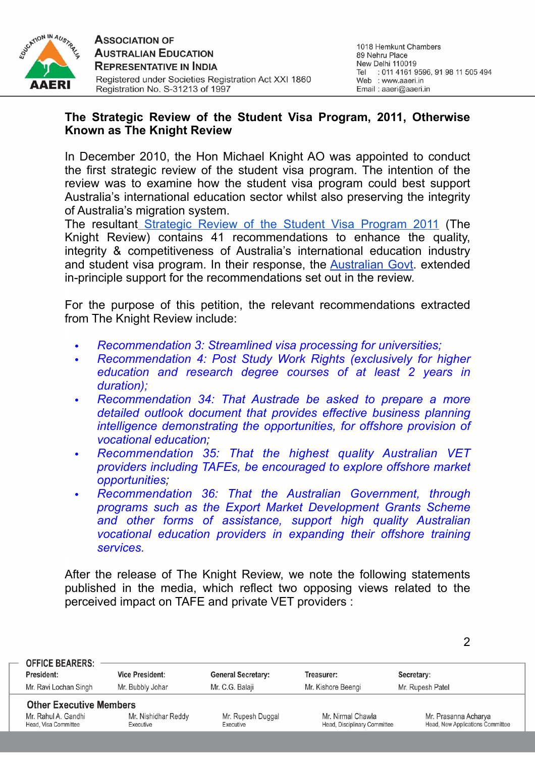**The Strategic Review of the Student Visa Program, 2011, Otherwise Known as The Knight Review**

In December 2010, the Hon Michael Knight AO was appointed to conduct the first strategic review of the student visa program. The intention of the review was to examine how the student visa program could best support Australia's international education sector whilst also preserving the integrity of Australia's migration system.
The resultant Strategic Review of the Student Visa Program 2011 (The Knight Review) contains 41 recommendations to enhance the quality, integrity & competitiveness of Australia's international education industry and student visa program. In their response, the Australian Govt. extended in-principle support for the recommendations set out in the review.

For the purpose of this petition, the relevant recommendations extracted from The Knight Review include:

- *Recommendation 3: Streamlined visa processing for universities;*
- *Recommendation 4: Post Study Work Rights (exclusively for higher education and research degree courses of at least 2 years in duration);*
- *Recommendation 34: That Austrade be asked to prepare a more detailed outlook document that provides effective business planning intelligence demonstrating the opportunities, for offshore provision of vocational education;*
- *Recommendation 35: That the highest quality Australian VET providers including TAFEs, be encouraged to explore offshore market opportunities;*
- *Recommendation 36: That the Australian Government, through programs such as the Export Market Development Grants Scheme and other forms of assistance, support high quality Australian vocational education providers in expanding their offshore training services.*

After the release of The Knight Review, we note the following statements published in the media, which reflect two opposing views related to the perceived impact on TAFE and private VET providers :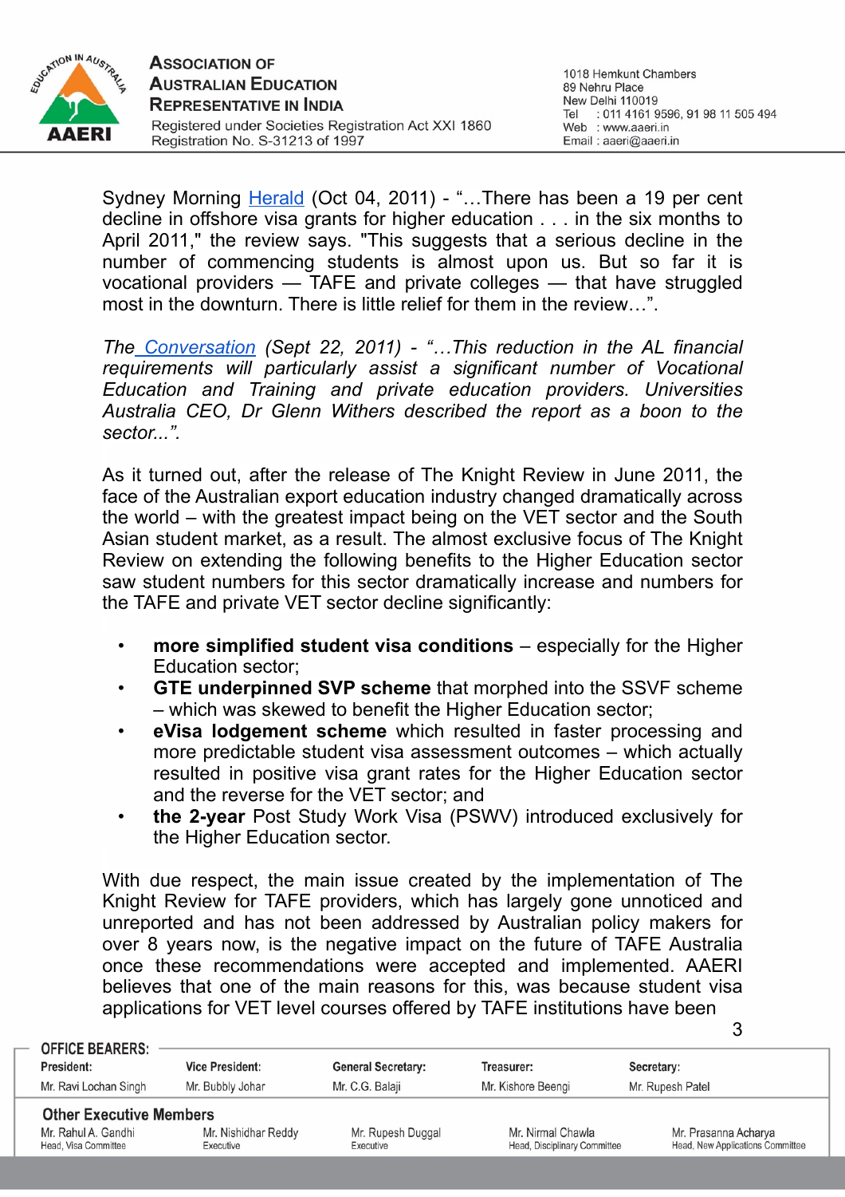Sydney Morning Herald (Oct 04, 2011) - "…There has been a 19 per cent decline in offshore visa grants for higher education . . . in the six months to April 2011," the review says. "This suggests that a serious decline in the number of commencing students is almost upon us. But so far it is vocational providers — TAFE and private colleges — that have struggled most in the downturn. There is little relief for them in the review…".

*The Conversation (Sept 22, 2011) - "…This reduction in the AL financial requirements will particularly assist a significant number of Vocational Education and Training and private education providers. Universities Australia CEO, Dr Glenn Withers described the report as a boon to the sector...".*

As it turned out, after the release of The Knight Review in June 2011, the face of the Australian export education industry changed dramatically across the world – with the greatest impact being on the VET sector and the South Asian student market, as a result. The almost exclusive focus of The Knight Review on extending the following benefits to the Higher Education sector saw student numbers for this sector dramatically increase and numbers for the TAFE and private VET sector decline significantly:

- **more simplified student visa conditions** – especially for the Higher Education sector;
- **GTE underpinned SVP scheme** that morphed into the SSVF scheme – which was skewed to benefit the Higher Education sector;
- **eVisa lodgement scheme** which resulted in faster processing and more predictable student visa assessment outcomes – which actually resulted in positive visa grant rates for the Higher Education sector and the reverse for the VET sector; and
- **the 2-year** Post Study Work Visa (PSWV) introduced exclusively for the Higher Education sector.

With due respect, the main issue created by the implementation of The Knight Review for TAFE providers, which has largely gone unnoticed and unreported and has not been addressed by Australian policy makers for over 8 years now, is the negative impact on the future of TAFE Australia once these recommendations were accepted and implemented. AAERI believes that one of the main reasons for this, was because student visa applications for VET level courses offered by TAFE institutions have been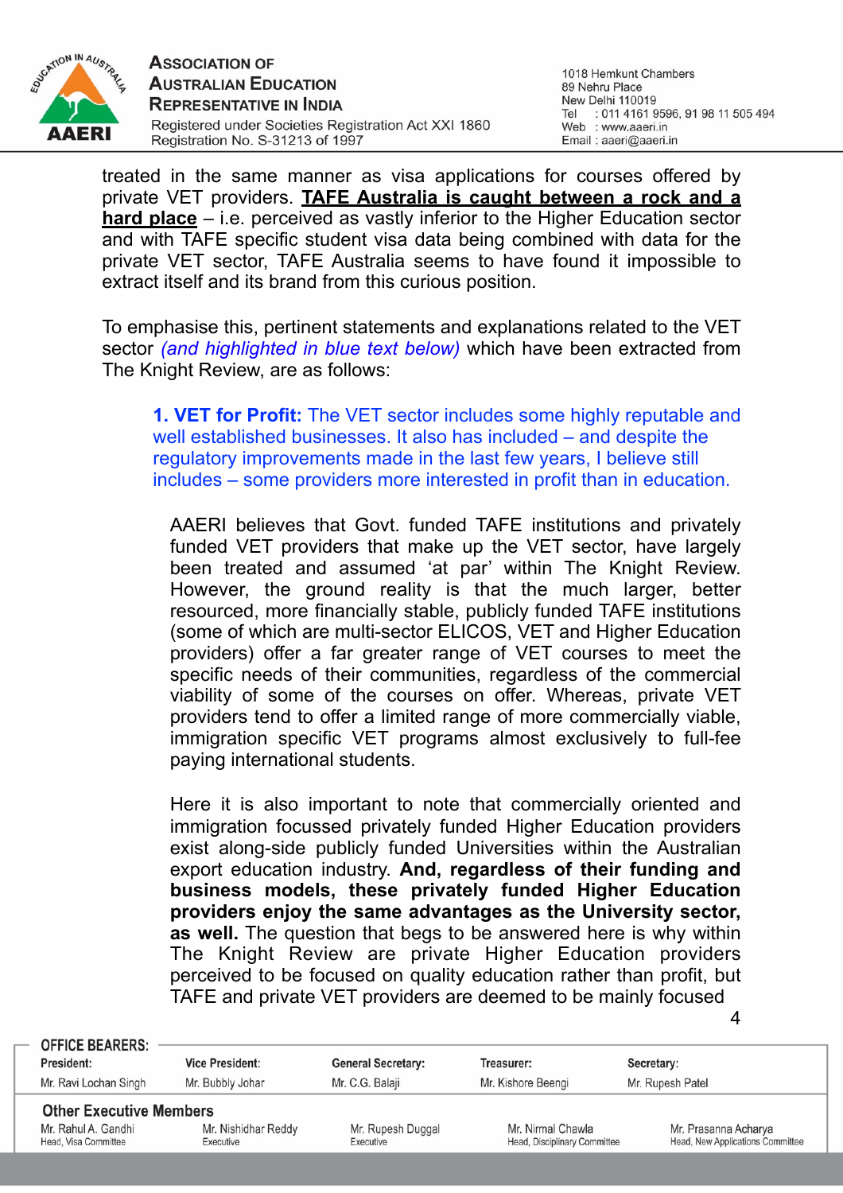treated in the same manner as visa applications for courses offered by private VET providers. **<u>TAFE Australia is caught between a rock and a hard place</u>** – i.e. perceived as vastly inferior to the Higher Education sector and with TAFE specific student visa data being combined with data for the private VET sector, TAFE Australia seems to have found it impossible to extract itself and its brand from this curious position.

To emphasise this, pertinent statements and explanations related to the VET sector *(and highlighted in blue text below)* which have been extracted from The Knight Review, are as follows:

> **1. VET for Profit:** The VET sector includes some highly reputable and well established businesses. It also has included – and despite the regulatory improvements made in the last few years, I believe still includes – some providers more interested in profit than in education.

AAERI believes that Govt. funded TAFE institutions and privately funded VET providers that make up the VET sector, have largely been treated and assumed 'at par' within The Knight Review. However, the ground reality is that the much larger, better resourced, more financially stable, publicly funded TAFE institutions (some of which are multi-sector ELICOS, VET and Higher Education providers) offer a far greater range of VET courses to meet the specific needs of their communities, regardless of the commercial viability of some of the courses on offer. Whereas, private VET providers tend to offer a limited range of more commercially viable, immigration specific VET programs almost exclusively to full-fee paying international students.

Here it is also important to note that commercially oriented and immigration focussed privately funded Higher Education providers exist along-side publicly funded Universities within the Australian export education industry. **And, regardless of their funding and business models, these privately funded Higher Education providers enjoy the same advantages as the University sector, as well.** The question that begs to be answered here is why within The Knight Review are private Higher Education providers perceived to be focused on quality education rather than profit, but TAFE and private VET providers are deemed to be mainly focused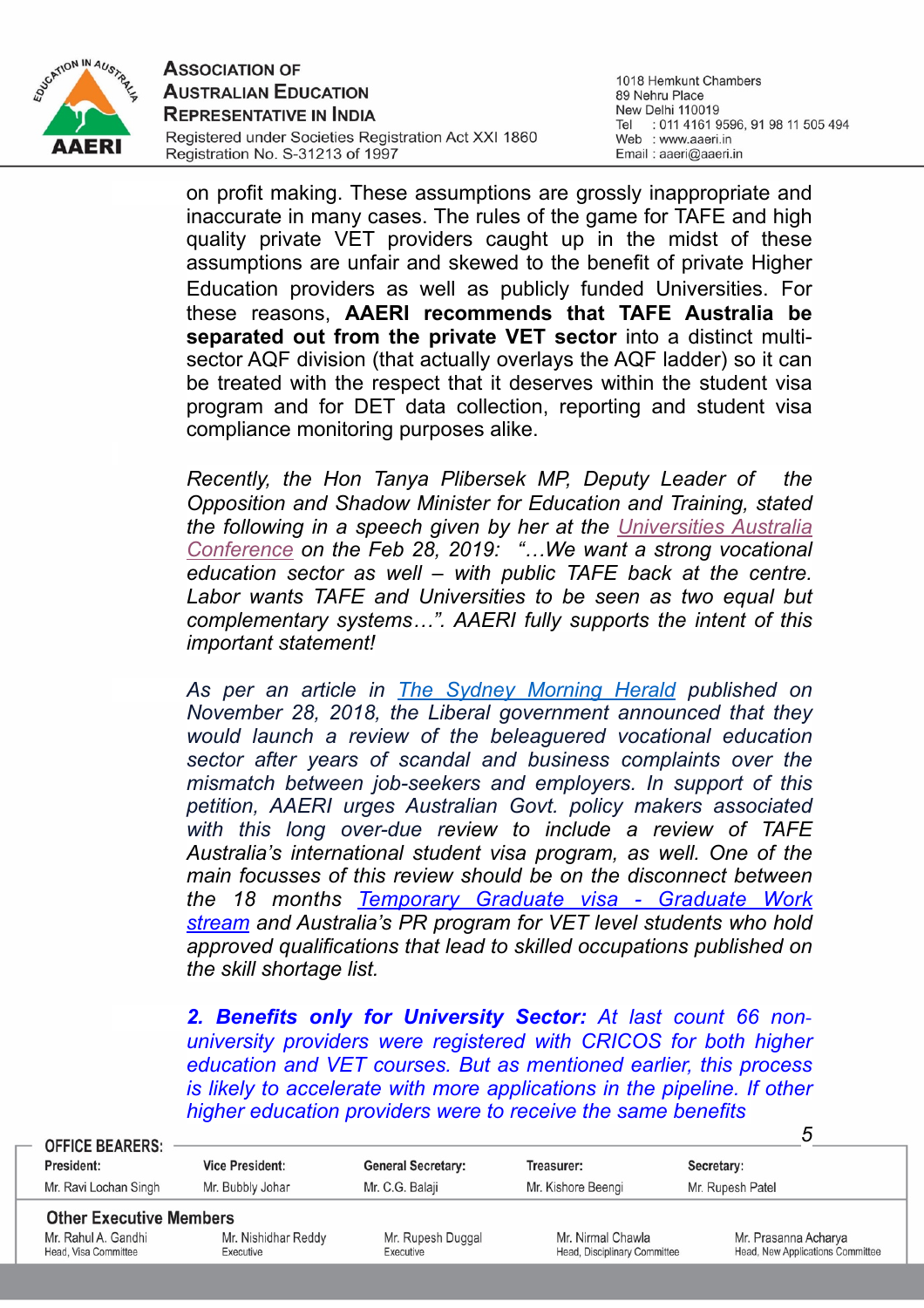on profit making. These assumptions are grossly inappropriate and inaccurate in many cases. The rules of the game for TAFE and high quality private VET providers caught up in the midst of these assumptions are unfair and skewed to the benefit of private Higher Education providers as well as publicly funded Universities. For these reasons, **AAERI recommends that TAFE Australia be separated out from the private VET sector** into a distinct multi-sector AQF division (that actually overlays the AQF ladder) so it can be treated with the respect that it deserves within the student visa program and for DET data collection, reporting and student visa compliance monitoring purposes alike.

*Recently, the Hon Tanya Plibersek MP, Deputy Leader of the Opposition and Shadow Minister for Education and Training, stated the following in a speech given by her at the Universities Australia Conference on the Feb 28, 2019: "…We want a strong vocational education sector as well – with public TAFE back at the centre. Labor wants TAFE and Universities to be seen as two equal but complementary systems…". AAERI fully supports the intent of this important statement!*

*As per an article in The Sydney Morning Herald published on November 28, 2018, the Liberal government announced that they would launch a review of the beleaguered vocational education sector after years of scandal and business complaints over the mismatch between job-seekers and employers. In support of this petition, AAERI urges Australian Govt. policy makers associated with this long over-due review to include a review of TAFE Australia's international student visa program, as well. One of the main focusses of this review should be on the disconnect between the 18 months Temporary Graduate visa - Graduate Work stream and Australia's PR program for VET level students who hold approved qualifications that lead to skilled occupations published on the skill shortage list.*

***2. Benefits only for University Sector:*** *At last count 66 non-university providers were registered with CRICOS for both higher education and VET courses. But as mentioned earlier, this process is likely to accelerate with more applications in the pipeline. If other higher education providers were to receive the same benefits*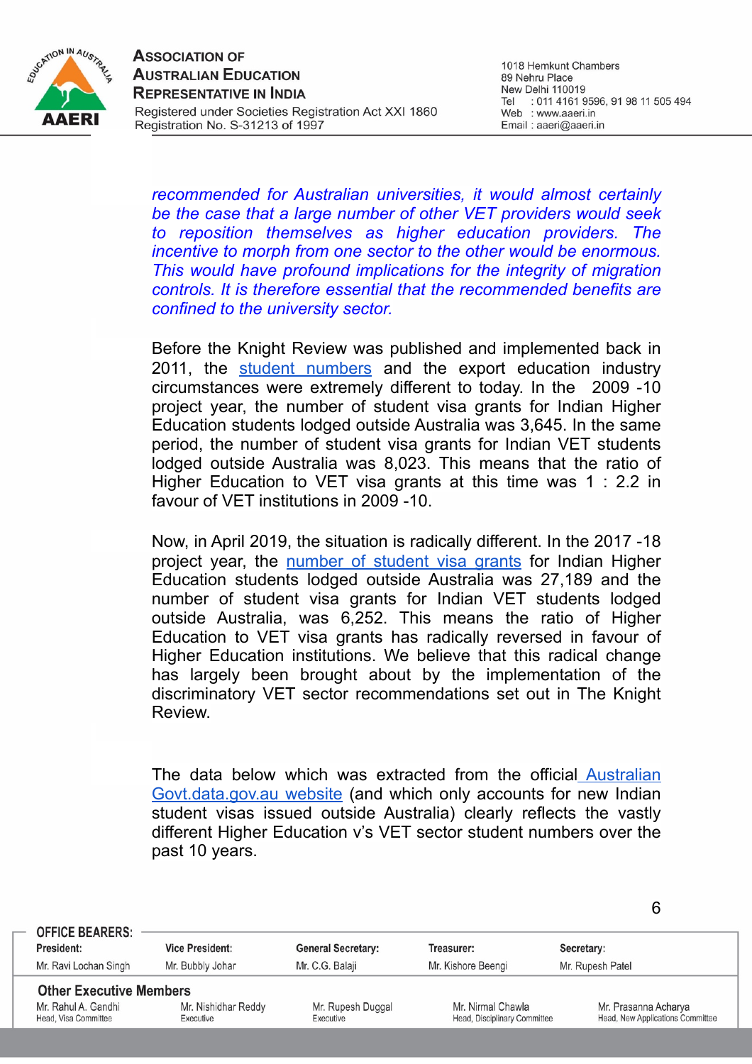*recommended for Australian universities, it would almost certainly be the case that a large number of other VET providers would seek to reposition themselves as higher education providers. The incentive to morph from one sector to the other would be enormous. This would have profound implications for the integrity of migration controls. It is therefore essential that the recommended benefits are confined to the university sector.*

Before the Knight Review was published and implemented back in 2011, the student numbers and the export education industry circumstances were extremely different to today. In the 2009 -10 project year, the number of student visa grants for Indian Higher Education students lodged outside Australia was 3,645. In the same period, the number of student visa grants for Indian VET students lodged outside Australia was 8,023. This means that the ratio of Higher Education to VET visa grants at this time was 1 : 2.2 in favour of VET institutions in 2009 -10.

Now, in April 2019, the situation is radically different. In the 2017 -18 project year, the number of student visa grants for Indian Higher Education students lodged outside Australia was 27,189 and the number of student visa grants for Indian VET students lodged outside Australia, was 6,252. This means the ratio of Higher Education to VET visa grants has radically reversed in favour of Higher Education institutions. We believe that this radical change has largely been brought about by the implementation of the discriminatory VET sector recommendations set out in The Knight Review.

The data below which was extracted from the official Australian Govt.data.gov.au website (and which only accounts for new Indian student visas issued outside Australia) clearly reflects the vastly different Higher Education v's VET sector student numbers over the past 10 years.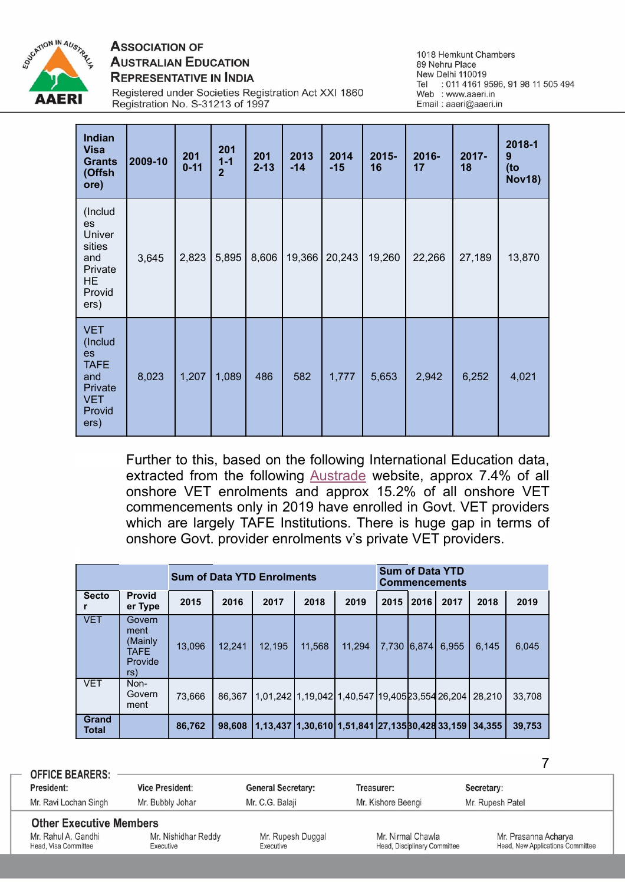| Indian Visa Grants (Offshore) | 2009-10 | 2010-11 | 2011-12 | 2012-13 | 2013-14 | 2014-15 | 2015-16 | 2016-17 | 2017-18 | 2018-19 (to Nov18) |
|---|---|---|---|---|---|---|---|---|---|---|
| (Includes Universities and Private HE Providers) | 3,645 | 2,823 | 5,895 | 8,606 | 19,366 | 20,243 | 19,260 | 22,266 | 27,189 | 13,870 |
| VET (Includes TAFE and Private VET Providers) | 8,023 | 1,207 | 1,089 | 486 | 582 | 1,777 | 5,653 | 2,942 | 6,252 | 4,021 |

Further to this, based on the following International Education data, extracted from the following Austrade website, approx 7.4% of all onshore VET enrolments and approx 15.2% of all onshore VET commencements only in 2019 have enrolled in Govt. VET providers which are largely TAFE Institutions. There is huge gap in terms of onshore Govt. provider enrolments v's private VET providers.

| | | Sum of Data YTD Enrolments | | | | | Sum of Data YTD Commencements | | | | |
|---|---|---|---|---|---|---|---|---|---|---|---|
| Sector | Provider Type | 2015 | 2016 | 2017 | 2018 | 2019 | 2015 | 2016 | 2017 | 2018 | 2019 |
| VET | Government (Mainly TAFE Providers) | 13,096 | 12,241 | 12,195 | 11,568 | 11,294 | 7,730 | 6,874 | 6,955 | 6,145 | 6,045 |
| VET | Non-Government | 73,666 | 86,367 | 1,01,242 | 1,19,042 | 1,40,547 | 19,405 | 23,554 | 26,204 | 28,210 | 33,708 |
| **Grand Total** | | **86,762** | **98,608** | **1,13,437** | **1,30,610** | **1,51,841** | **27,135** | **30,428** | **33,159** | **34,355** | **39,753** |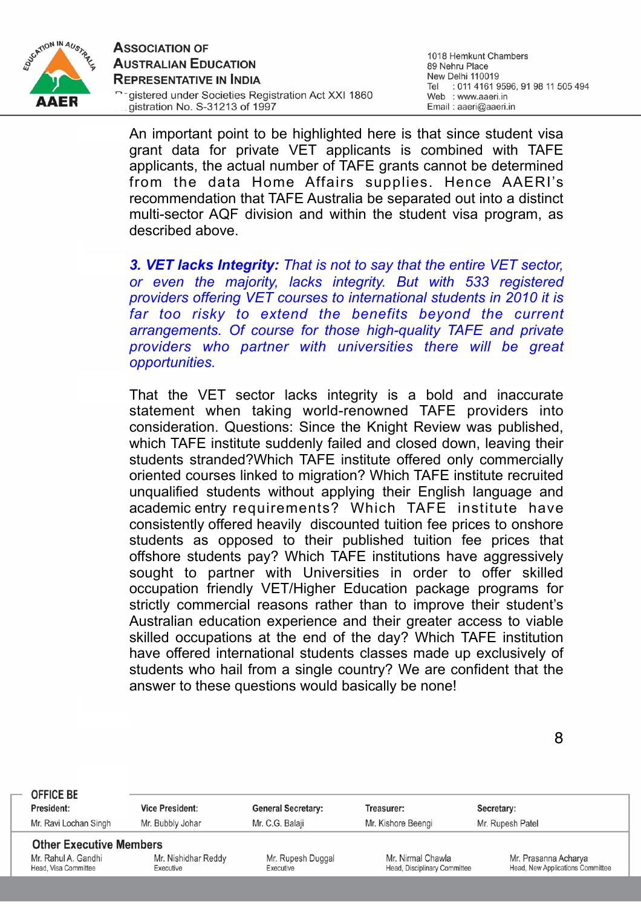An important point to be highlighted here is that since student visa grant data for private VET applicants is combined with TAFE applicants, the actual number of TAFE grants cannot be determined from the data Home Affairs supplies. Hence AAERI's recommendation that TAFE Australia be separated out into a distinct multi-sector AQF division and within the student visa program, as described above.

***3. VET lacks Integrity:*** *That is not to say that the entire VET sector, or even the majority, lacks integrity. But with 533 registered providers offering VET courses to international students in 2010 it is far too risky to extend the benefits beyond the current arrangements. Of course for those high-quality TAFE and private providers who partner with universities there will be great opportunities.*

That the VET sector lacks integrity is a bold and inaccurate statement when taking world-renowned TAFE providers into consideration. Questions: Since the Knight Review was published, which TAFE institute suddenly failed and closed down, leaving their students stranded?Which TAFE institute offered only commercially oriented courses linked to migration? Which TAFE institute recruited unqualified students without applying their English language and academic entry requirements? Which TAFE institute have consistently offered heavily discounted tuition fee prices to onshore students as opposed to their published tuition fee prices that offshore students pay? Which TAFE institutions have aggressively sought to partner with Universities in order to offer skilled occupation friendly VET/Higher Education package programs for strictly commercial reasons rather than to improve their student's Australian education experience and their greater access to viable skilled occupations at the end of the day? Which TAFE institution have offered international students classes made up exclusively of students who hail from a single country? We are confident that the answer to these questions would basically be none!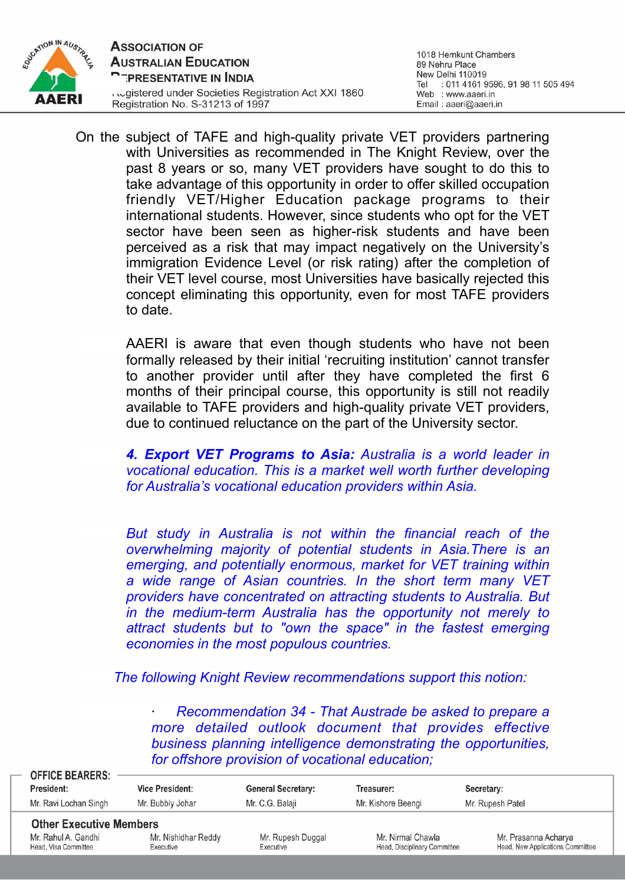On the subject of TAFE and high-quality private VET providers partnering with Universities as recommended in The Knight Review, over the past 8 years or so, many VET providers have sought to do this to take advantage of this opportunity in order to offer skilled occupation friendly VET/Higher Education package programs to their international students. However, since students who opt for the VET sector have been seen as higher-risk students and have been perceived as a risk that may impact negatively on the University's immigration Evidence Level (or risk rating) after the completion of their VET level course, most Universities have basically rejected this concept eliminating this opportunity, even for most TAFE providers to date.

AAERI is aware that even though students who have not been formally released by their initial 'recruiting institution' cannot transfer to another provider until after they have completed the first 6 months of their principal course, this opportunity is still not readily available to TAFE providers and high-quality private VET providers, due to continued reluctance on the part of the University sector.

***4. Export VET Programs to Asia:*** *Australia is a world leader in vocational education. This is a market well worth further developing for Australia's vocational education providers within Asia.*

*But study in Australia is not within the financial reach of the overwhelming majority of potential students in Asia.There is an emerging, and potentially enormous, market for VET training within a wide range of Asian countries. In the short term many VET providers have concentrated on attracting students to Australia. But in the medium-term Australia has the opportunity not merely to attract students but to "own the space" in the fastest emerging economies in the most populous countries.*

*The following Knight Review recommendations support this notion:*

- *Recommendation 34 - That Austrade be asked to prepare a more detailed outlook document that provides effective business planning intelligence demonstrating the opportunities, for offshore provision of vocational education;*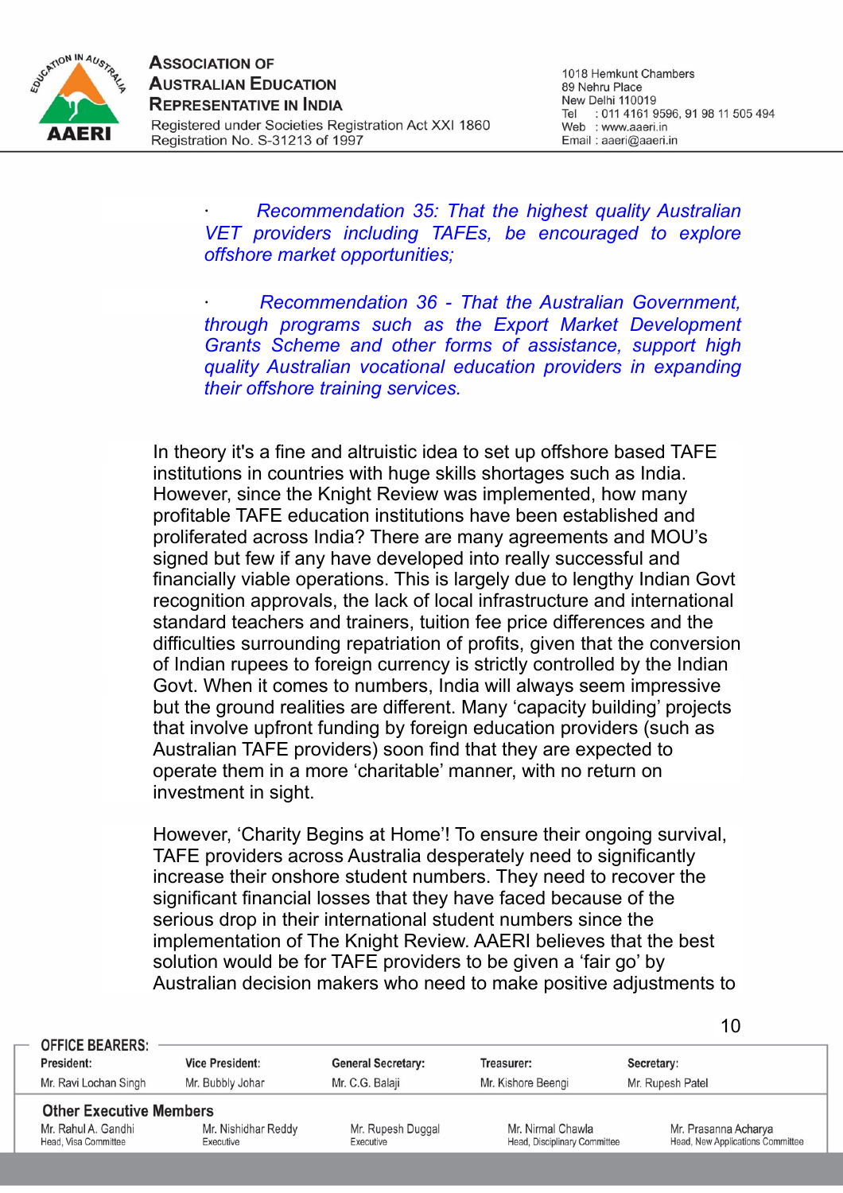· *Recommendation 35: That the highest quality Australian VET providers including TAFEs, be encouraged to explore offshore market opportunities;*

· *Recommendation 36 - That the Australian Government, through programs such as the Export Market Development Grants Scheme and other forms of assistance, support high quality Australian vocational education providers in expanding their offshore training services.*

In theory it's a fine and altruistic idea to set up offshore based TAFE institutions in countries with huge skills shortages such as India. However, since the Knight Review was implemented, how many profitable TAFE education institutions have been established and proliferated across India? There are many agreements and MOU's signed but few if any have developed into really successful and financially viable operations. This is largely due to lengthy Indian Govt recognition approvals, the lack of local infrastructure and international standard teachers and trainers, tuition fee price differences and the difficulties surrounding repatriation of profits, given that the conversion of Indian rupees to foreign currency is strictly controlled by the Indian Govt. When it comes to numbers, India will always seem impressive but the ground realities are different. Many 'capacity building' projects that involve upfront funding by foreign education providers (such as Australian TAFE providers) soon find that they are expected to operate them in a more 'charitable' manner, with no return on investment in sight.

However, 'Charity Begins at Home'! To ensure their ongoing survival, TAFE providers across Australia desperately need to significantly increase their onshore student numbers. They need to recover the significant financial losses that they have faced because of the serious drop in their international student numbers since the implementation of The Knight Review. AAERI believes that the best solution would be for TAFE providers to be given a 'fair go' by Australian decision makers who need to make positive adjustments to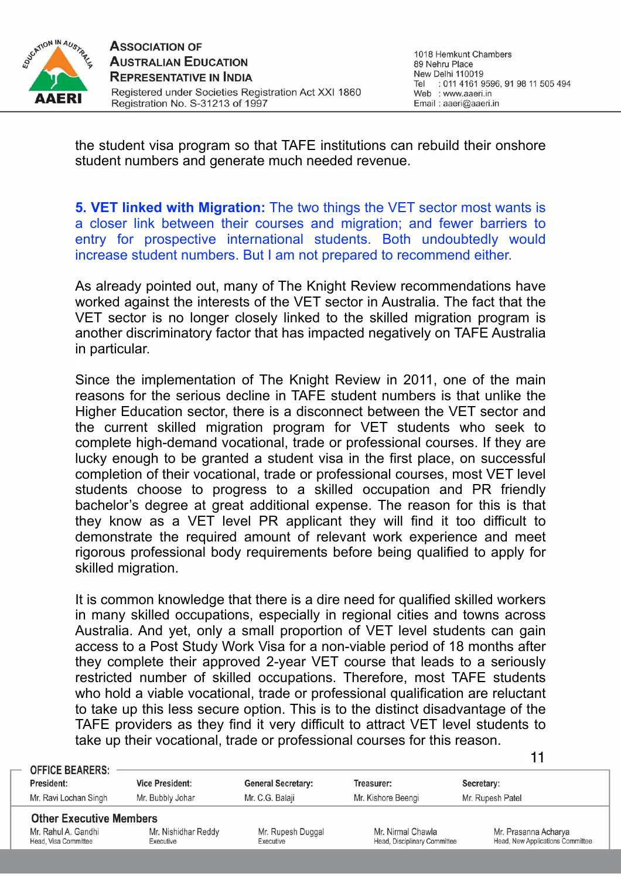the student visa program so that TAFE institutions can rebuild their onshore student numbers and generate much needed revenue.

**5. VET linked with Migration:** The two things the VET sector most wants is a closer link between their courses and migration; and fewer barriers to entry for prospective international students. Both undoubtedly would increase student numbers. But I am not prepared to recommend either.

As already pointed out, many of The Knight Review recommendations have worked against the interests of the VET sector in Australia. The fact that the VET sector is no longer closely linked to the skilled migration program is another discriminatory factor that has impacted negatively on TAFE Australia in particular.

Since the implementation of The Knight Review in 2011, one of the main reasons for the serious decline in TAFE student numbers is that unlike the Higher Education sector, there is a disconnect between the VET sector and the current skilled migration program for VET students who seek to complete high-demand vocational, trade or professional courses. If they are lucky enough to be granted a student visa in the first place, on successful completion of their vocational, trade or professional courses, most VET level students choose to progress to a skilled occupation and PR friendly bachelor's degree at great additional expense. The reason for this is that they know as a VET level PR applicant they will find it too difficult to demonstrate the required amount of relevant work experience and meet rigorous professional body requirements before being qualified to apply for skilled migration.

It is common knowledge that there is a dire need for qualified skilled workers in many skilled occupations, especially in regional cities and towns across Australia. And yet, only a small proportion of VET level students can gain access to a Post Study Work Visa for a non-viable period of 18 months after they complete their approved 2-year VET course that leads to a seriously restricted number of skilled occupations. Therefore, most TAFE students who hold a viable vocational, trade or professional qualification are reluctant to take up this less secure option. This is to the distinct disadvantage of the TAFE providers as they find it very difficult to attract VET level students to take up their vocational, trade or professional courses for this reason.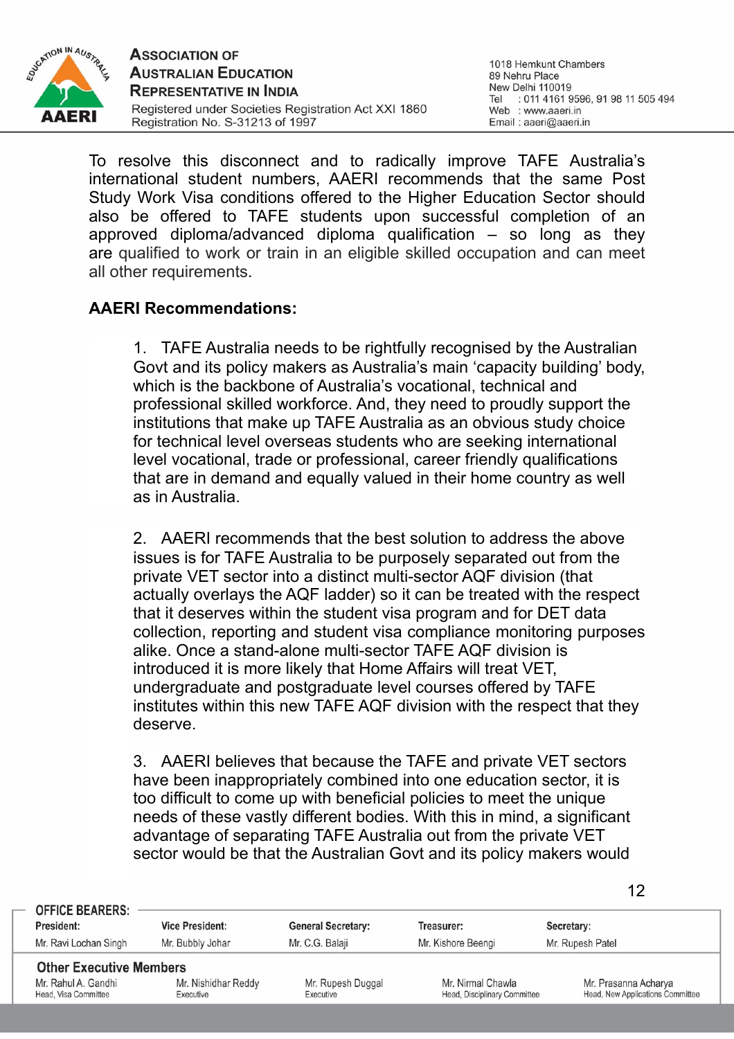To resolve this disconnect and to radically improve TAFE Australia's international student numbers, AAERI recommends that the same Post Study Work Visa conditions offered to the Higher Education Sector should also be offered to TAFE students upon successful completion of an approved diploma/advanced diploma qualification – so long as they are qualified to work or train in an eligible skilled occupation and can meet all other requirements.

**AAERI Recommendations:**

1. TAFE Australia needs to be rightfully recognised by the Australian Govt and its policy makers as Australia's main 'capacity building' body, which is the backbone of Australia's vocational, technical and professional skilled workforce. And, they need to proudly support the institutions that make up TAFE Australia as an obvious study choice for technical level overseas students who are seeking international level vocational, trade or professional, career friendly qualifications that are in demand and equally valued in their home country as well as in Australia.

2. AAERI recommends that the best solution to address the above issues is for TAFE Australia to be purposely separated out from the private VET sector into a distinct multi-sector AQF division (that actually overlays the AQF ladder) so it can be treated with the respect that it deserves within the student visa program and for DET data collection, reporting and student visa compliance monitoring purposes alike. Once a stand-alone multi-sector TAFE AQF division is introduced it is more likely that Home Affairs will treat VET, undergraduate and postgraduate level courses offered by TAFE institutes within this new TAFE AQF division with the respect that they deserve.

3. AAERI believes that because the TAFE and private VET sectors have been inappropriately combined into one education sector, it is too difficult to come up with beneficial policies to meet the unique needs of these vastly different bodies. With this in mind, a significant advantage of separating TAFE Australia out from the private VET sector would be that the Australian Govt and its policy makers would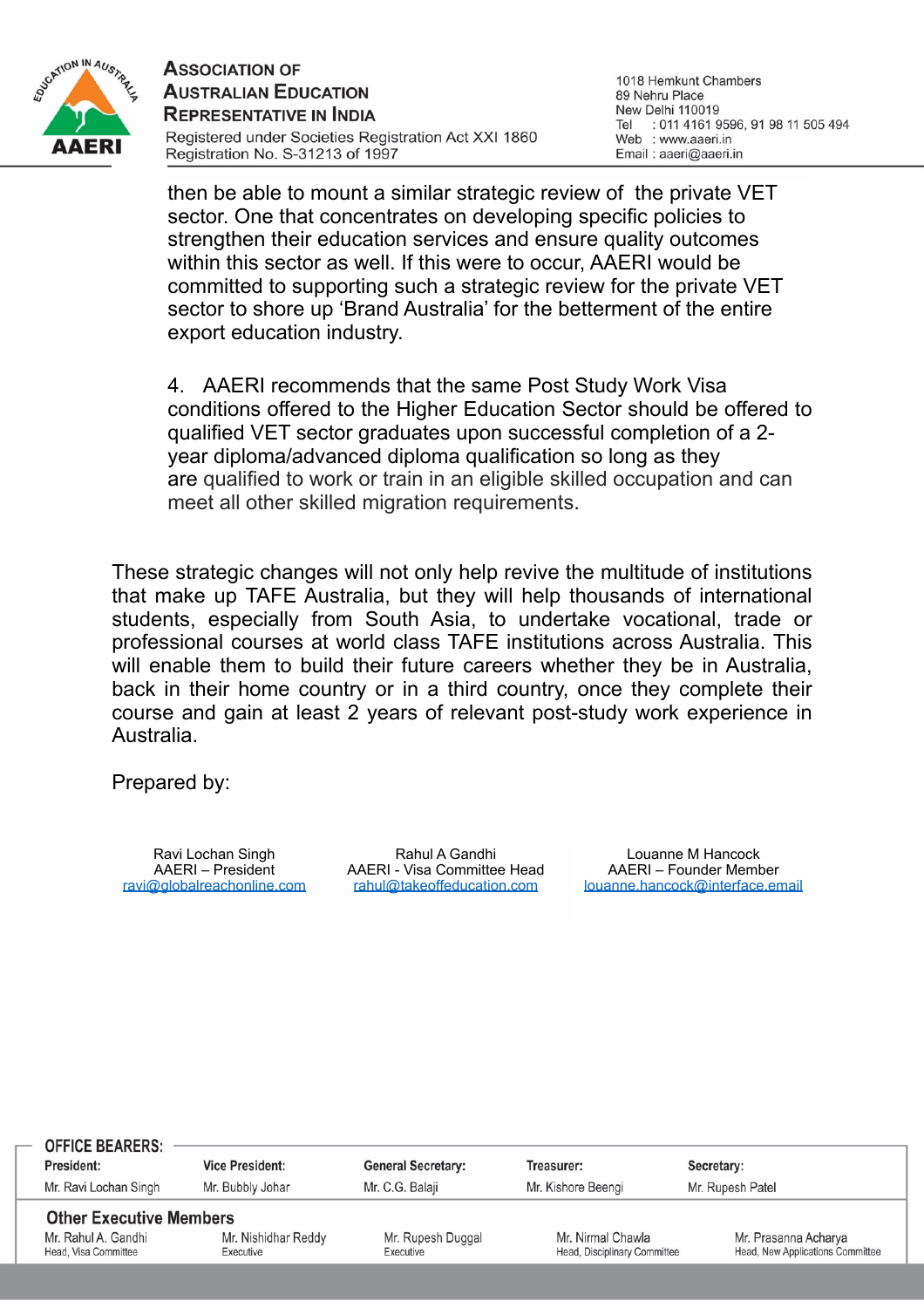then be able to mount a similar strategic review of the private VET sector. One that concentrates on developing specific policies to strengthen their education services and ensure quality outcomes within this sector as well. If this were to occur, AAERI would be committed to supporting such a strategic review for the private VET sector to shore up 'Brand Australia' for the betterment of the entire export education industry.

4. AAERI recommends that the same Post Study Work Visa conditions offered to the Higher Education Sector should be offered to qualified VET sector graduates upon successful completion of a 2-year diploma/advanced diploma qualification so long as they are qualified to work or train in an eligible skilled occupation and can meet all other skilled migration requirements.

These strategic changes will not only help revive the multitude of institutions that make up TAFE Australia, but they will help thousands of international students, especially from South Asia, to undertake vocational, trade or professional courses at world class TAFE institutions across Australia. This will enable them to build their future careers whether they be in Australia, back in their home country or in a third country, once they complete their course and gain at least 2 years of relevant post-study work experience in Australia.

Prepared by:

| | | |
|---|---|---|
| Ravi Lochan Singh | Rahul A Gandhi | Louanne M Hancock |
| AAERI – President | AAERI - Visa Committee Head | AAERI – Founder Member |
| ravi@globalreachonline.com | rahul@takeoffeducation.com | louanne.hancock@interface.email |

**OFFICE BEARERS:**

| President: | Vice President: | General Secretary: | Treasurer: | Secretary: |
|---|---|---|---|---|
| Mr. Ravi Lochan Singh | Mr. Bubbly Johar | Mr. C.G. Balaji | Mr. Kishore Beengi | Mr. Rupesh Patel |

**Other Executive Members**

| | | | | |
|---|---|---|---|---|
| Mr. Rahul A. Gandhi | Mr. Nishidhar Reddy | Mr. Rupesh Duggal | Mr. Nirmal Chawla | Mr. Prasanna Acharya |
| Head, Visa Committee | Executive | Executive | Head, Disciplinary Committee | Head, New Applications Committee |